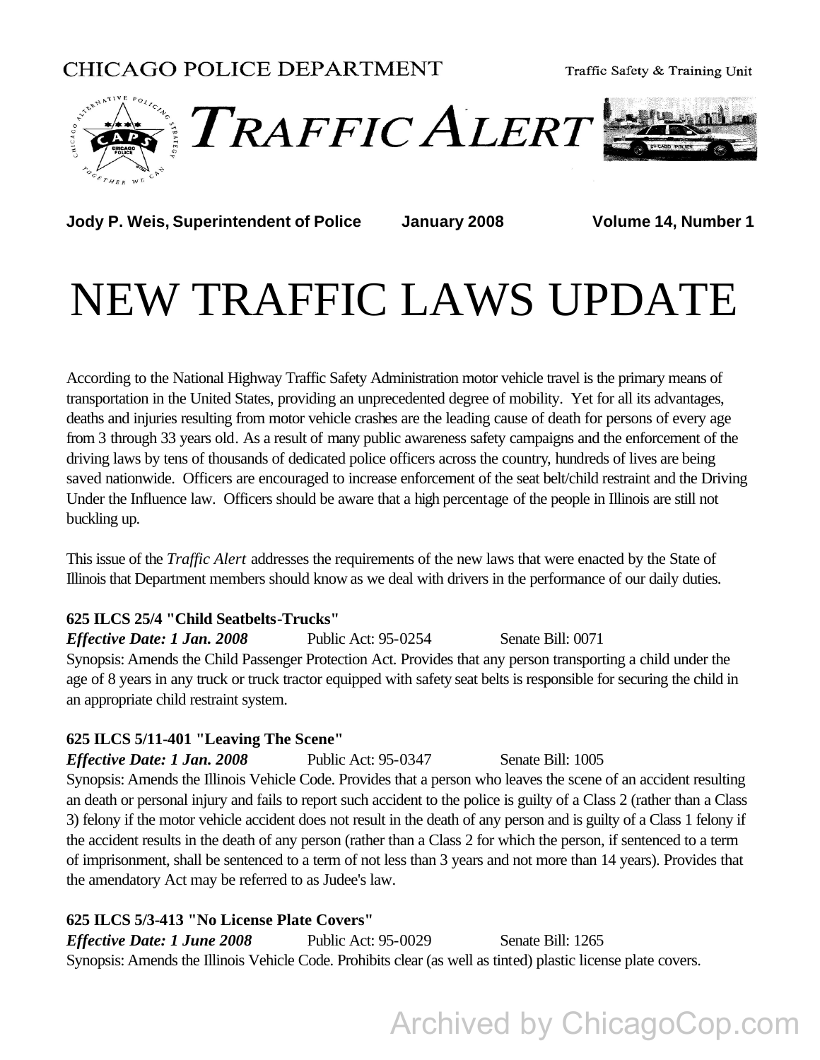CHICAGO POLICE DEPARTMENT

Traffic Safety & Training Unit

# TRAFFIC ALERT

**Jody P. Weis, Superintendent of Police** **January 2008** **Volume 14, Number 1**

# NEW TRAFFIC LAWS UPDATE

According to the National Highway Traffic Safety Administration motor vehicle travel is the primary means of transportation in the United States, providing an unprecedented degree of mobility. Yet for all its advantages, deaths and injuries resulting from motor vehicle crashes are the leading cause of death for persons of every age from 3 through 33 years old. As a result of many public awareness safety campaigns and the enforcement of the driving laws by tens of thousands of dedicated police officers across the country, hundreds of lives are being saved nationwide. Officers are encouraged to increase enforcement of the seat belt/child restraint and the Driving Under the Influence law. Officers should be aware that a high percentage of the people in Illinois are still not buckling up.

This issue of the *Traffic Alert* addresses the requirements of the new laws that were enacted by the State of Illinois that Department members should know as we deal with drivers in the performance of our daily duties.

**625 ILCS 25/4 "Child Seatbelts-Trucks"**

***Effective Date: 1 Jan. 2008*** Public Act: 95-0254 Senate Bill: 0071

Synopsis: Amends the Child Passenger Protection Act. Provides that any person transporting a child under the age of 8 years in any truck or truck tractor equipped with safety seat belts is responsible for securing the child in an appropriate child restraint system.

**625 ILCS 5/11-401 "Leaving The Scene"**

***Effective Date: 1 Jan. 2008*** Public Act: 95-0347 Senate Bill: 1005

Synopsis: Amends the Illinois Vehicle Code. Provides that a person who leaves the scene of an accident resulting an death or personal injury and fails to report such accident to the police is guilty of a Class 2 (rather than a Class 3) felony if the motor vehicle accident does not result in the death of any person and is guilty of a Class 1 felony if the accident results in the death of any person (rather than a Class 2 for which the person, if sentenced to a term of imprisonment, shall be sentenced to a term of not less than 3 years and not more than 14 years). Provides that the amendatory Act may be referred to as Judee's law.

**625 ILCS 5/3-413 "No License Plate Covers"**

***Effective Date: 1 June 2008*** Public Act: 95-0029 Senate Bill: 1265

Synopsis: Amends the Illinois Vehicle Code. Prohibits clear (as well as tinted) plastic license plate covers.

Archived by ChicagoCop.com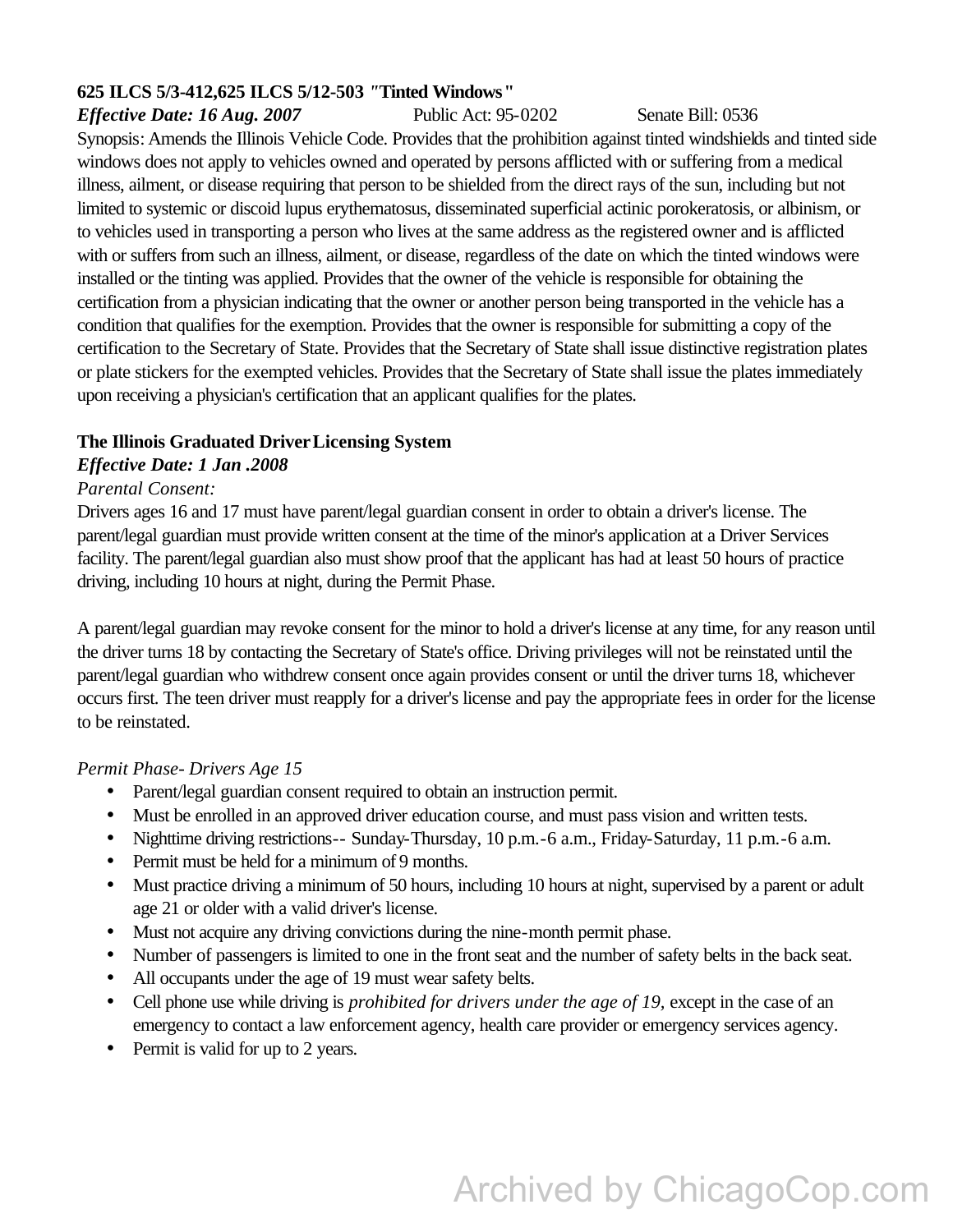**625 ILCS 5/3-412,625 ILCS 5/12-503 *"Tinted Windows"***

***Effective Date: 16 Aug. 2007*** Public Act: 95-0202 Senate Bill: 0536

Synopsis: Amends the Illinois Vehicle Code. Provides that the prohibition against tinted windshields and tinted side windows does not apply to vehicles owned and operated by persons afflicted with or suffering from a medical illness, ailment, or disease requiring that person to be shielded from the direct rays of the sun, including but not limited to systemic or discoid lupus erythematosus, disseminated superficial actinic porokeratosis, or albinism, or to vehicles used in transporting a person who lives at the same address as the registered owner and is afflicted with or suffers from such an illness, ailment, or disease, regardless of the date on which the tinted windows were installed or the tinting was applied. Provides that the owner of the vehicle is responsible for obtaining the certification from a physician indicating that the owner or another person being transported in the vehicle has a condition that qualifies for the exemption. Provides that the owner is responsible for submitting a copy of the certification to the Secretary of State. Provides that the Secretary of State shall issue distinctive registration plates or plate stickers for the exempted vehicles. Provides that the Secretary of State shall issue the plates immediately upon receiving a physician's certification that an applicant qualifies for the plates.

**The Illinois Graduated Driver Licensing System**

***Effective Date: 1 Jan .2008***

*Parental Consent:*

Drivers ages 16 and 17 must have parent/legal guardian consent in order to obtain a driver's license. The parent/legal guardian must provide written consent at the time of the minor's application at a Driver Services facility. The parent/legal guardian also must show proof that the applicant has had at least 50 hours of practice driving, including 10 hours at night, during the Permit Phase.

A parent/legal guardian may revoke consent for the minor to hold a driver's license at any time, for any reason until the driver turns 18 by contacting the Secretary of State's office. Driving privileges will not be reinstated until the parent/legal guardian who withdrew consent once again provides consent or until the driver turns 18, whichever occurs first. The teen driver must reapply for a driver's license and pay the appropriate fees in order for the license to be reinstated.

*Permit Phase- Drivers Age 15*

- Parent/legal guardian consent required to obtain an instruction permit.
- Must be enrolled in an approved driver education course, and must pass vision and written tests.
- Nighttime driving restrictions-- Sunday-Thursday, 10 p.m.-6 a.m., Friday-Saturday, 11 p.m.-6 a.m.
- Permit must be held for a minimum of 9 months.
- Must practice driving a minimum of 50 hours, including 10 hours at night, supervised by a parent or adult age 21 or older with a valid driver's license.
- Must not acquire any driving convictions during the nine-month permit phase.
- Number of passengers is limited to one in the front seat and the number of safety belts in the back seat.
- All occupants under the age of 19 must wear safety belts.
- Cell phone use while driving is *prohibited for drivers under the age of 19,* except in the case of an emergency to contact a law enforcement agency, health care provider or emergency services agency.
- Permit is valid for up to 2 years.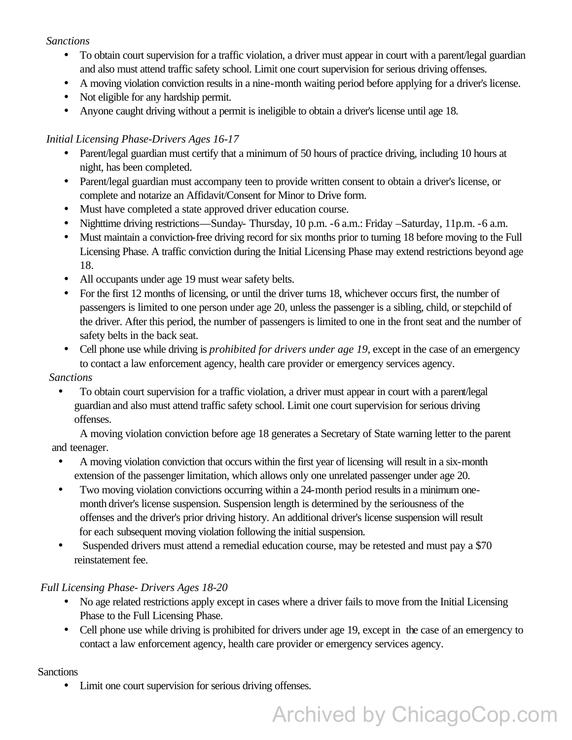*Sanctions*

- To obtain court supervision for a traffic violation, a driver must appear in court with a parent/legal guardian and also must attend traffic safety school. Limit one court supervision for serious driving offenses.
- A moving violation conviction results in a nine-month waiting period before applying for a driver's license.
- Not eligible for any hardship permit.
- Anyone caught driving without a permit is ineligible to obtain a driver's license until age 18.

*Initial Licensing Phase-Drivers Ages 16-17*

- Parent/legal guardian must certify that a minimum of 50 hours of practice driving, including 10 hours at night, has been completed.
- Parent/legal guardian must accompany teen to provide written consent to obtain a driver's license, or complete and notarize an Affidavit/Consent for Minor to Drive form.
- Must have completed a state approved driver education course.
- Nighttime driving restrictions—Sunday- Thursday, 10 p.m. -6 a.m.: Friday –Saturday, 11p.m. -6 a.m.
- Must maintain a conviction-free driving record for six months prior to turning 18 before moving to the Full Licensing Phase. A traffic conviction during the Initial Licensing Phase may extend restrictions beyond age 18.
- All occupants under age 19 must wear safety belts.
- For the first 12 months of licensing, or until the driver turns 18, whichever occurs first, the number of passengers is limited to one person under age 20, unless the passenger is a sibling, child, or stepchild of the driver. After this period, the number of passengers is limited to one in the front seat and the number of safety belts in the back seat.
- Cell phone use while driving is *prohibited for drivers under age 19*, except in the case of an emergency to contact a law enforcement agency, health care provider or emergency services agency.

*Sanctions*

- To obtain court supervision for a traffic violation, a driver must appear in court with a parent/legal guardian and also must attend traffic safety school. Limit one court supervision for serious driving offenses.

A moving violation conviction before age 18 generates a Secretary of State warning letter to the parent and teenager.

- A moving violation conviction that occurs within the first year of licensing will result in a six-month extension of the passenger limitation, which allows only one unrelated passenger under age 20.
- Two moving violation convictions occurring within a 24-month period results in a minimum one-month driver's license suspension. Suspension length is determined by the seriousness of the offenses and the driver's prior driving history. An additional driver's license suspension will result for each subsequent moving violation following the initial suspension.
- Suspended drivers must attend a remedial education course, may be retested and must pay a $70 reinstatement fee.

*Full Licensing Phase- Drivers Ages 18-20*

- No age related restrictions apply except in cases where a driver fails to move from the Initial Licensing Phase to the Full Licensing Phase.
- Cell phone use while driving is prohibited for drivers under age 19, except in the case of an emergency to contact a law enforcement agency, health care provider or emergency services agency.

Sanctions

- Limit one court supervision for serious driving offenses.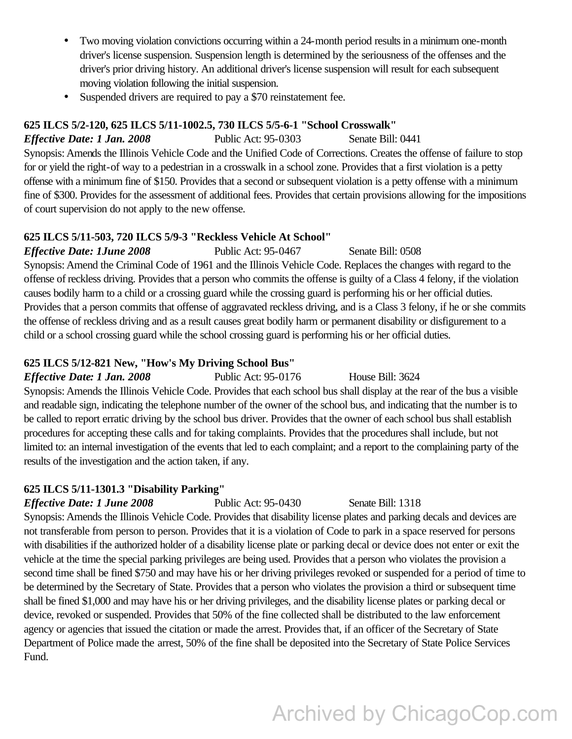- Two moving violation convictions occurring within a 24-month period results in a minimum one-month driver's license suspension. Suspension length is determined by the seriousness of the offenses and the driver's prior driving history. An additional driver's license suspension will result for each subsequent moving violation following the initial suspension.
- Suspended drivers are required to pay a $70 reinstatement fee.

**625 ILCS 5/2-120, 625 ILCS 5/11-1002.5, 730 ILCS 5/5-6-1 "School Crosswalk"**

***Effective Date: 1 Jan. 2008*** Public Act: 95-0303 Senate Bill: 0441

Synopsis: Amends the Illinois Vehicle Code and the Unified Code of Corrections. Creates the offense of failure to stop for or yield the right-of way to a pedestrian in a crosswalk in a school zone. Provides that a first violation is a petty offense with a minimum fine of $150. Provides that a second or subsequent violation is a petty offense with a minimum fine of $300. Provides for the assessment of additional fees. Provides that certain provisions allowing for the impositions of court supervision do not apply to the new offense.

**625 ILCS 5/11-503, 720 ILCS 5/9-3 "Reckless Vehicle At School"**

***Effective Date: 1June 2008*** Public Act: 95-0467 Senate Bill: 0508

Synopsis: Amend the Criminal Code of 1961 and the Illinois Vehicle Code. Replaces the changes with regard to the offense of reckless driving. Provides that a person who commits the offense is guilty of a Class 4 felony, if the violation causes bodily harm to a child or a crossing guard while the crossing guard is performing his or her official duties. Provides that a person commits that offense of aggravated reckless driving, and is a Class 3 felony, if he or she commits the offense of reckless driving and as a result causes great bodily harm or permanent disability or disfigurement to a child or a school crossing guard while the school crossing guard is performing his or her official duties.

**625 ILCS 5/12-821 New, "How's My Driving School Bus"**

***Effective Date: 1 Jan. 2008*** Public Act: 95-0176 House Bill: 3624

Synopsis: Amends the Illinois Vehicle Code. Provides that each school bus shall display at the rear of the bus a visible and readable sign, indicating the telephone number of the owner of the school bus, and indicating that the number is to be called to report erratic driving by the school bus driver. Provides that the owner of each school bus shall establish procedures for accepting these calls and for taking complaints. Provides that the procedures shall include, but not limited to: an internal investigation of the events that led to each complaint; and a report to the complaining party of the results of the investigation and the action taken, if any.

**625 ILCS 5/11-1301.3 "Disability Parking"**

***Effective Date: 1 June 2008*** Public Act: 95-0430 Senate Bill: 1318

Synopsis: Amends the Illinois Vehicle Code. Provides that disability license plates and parking decals and devices are not transferable from person to person. Provides that it is a violation of Code to park in a space reserved for persons with disabilities if the authorized holder of a disability license plate or parking decal or device does not enter or exit the vehicle at the time the special parking privileges are being used. Provides that a person who violates the provision a second time shall be fined $750 and may have his or her driving privileges revoked or suspended for a period of time to be determined by the Secretary of State. Provides that a person who violates the provision a third or subsequent time shall be fined $1,000 and may have his or her driving privileges, and the disability license plates or parking decal or device, revoked or suspended. Provides that 50% of the fine collected shall be distributed to the law enforcement agency or agencies that issued the citation or made the arrest. Provides that, if an officer of the Secretary of State Department of Police made the arrest, 50% of the fine shall be deposited into the Secretary of State Police Services Fund.

Archived by ChicagoCop.com